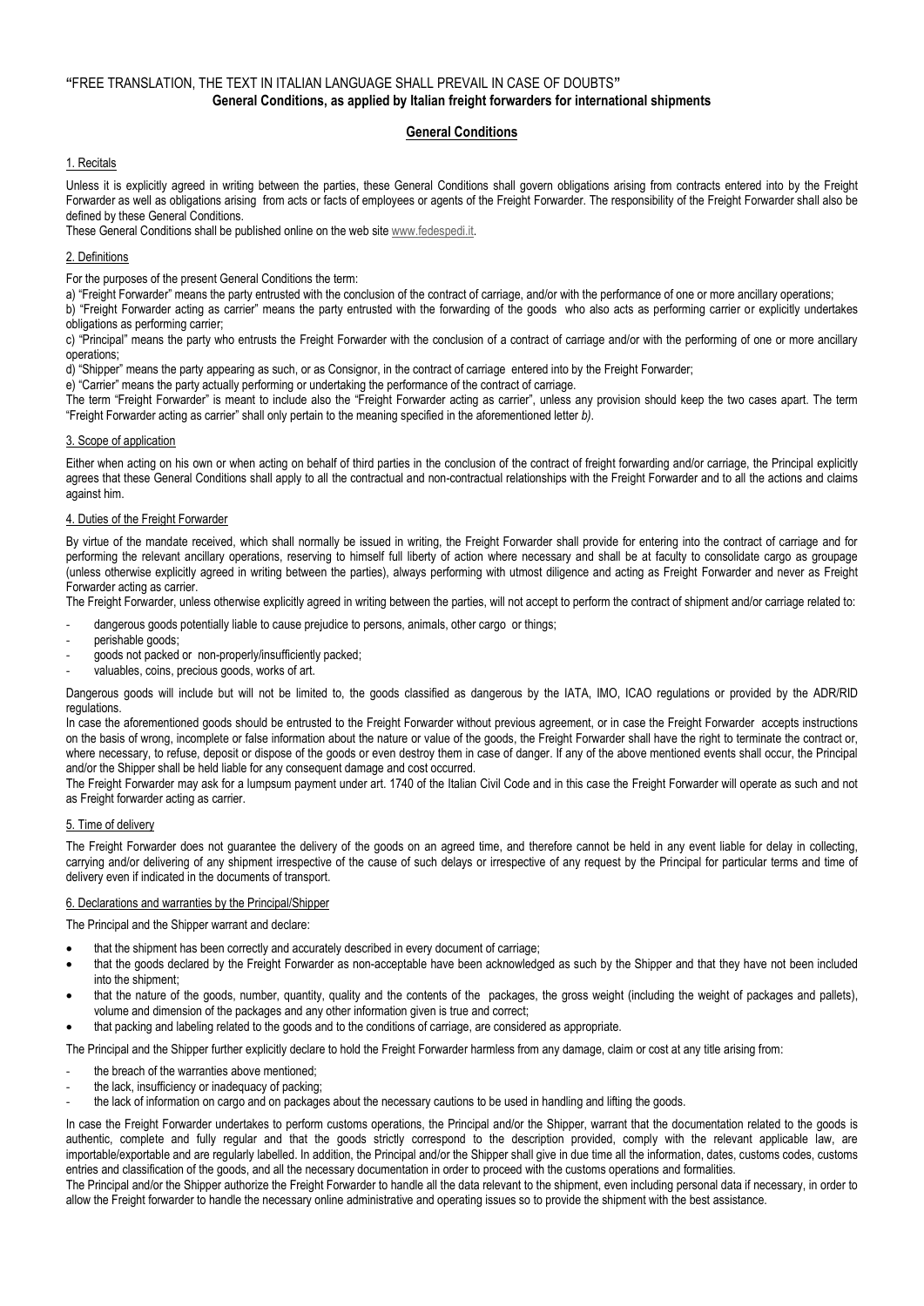**"FREE TRANSLATION, THE TEXT IN ITALIAN LANGUAGE SHALL PREVAIL IN CASE OF DOUBTS"**

**General Conditions, as applied by Italian freight forwarders for international shipments**

## General Conditions

### 1. Recitals

Unless it is explicitly agreed in writing between the parties, these General Conditions shall govern obligations arising from contracts entered into by the Freight Forwarder as well as obligations arising from acts or facts of employees or agents of the Freight Forwarder. The responsibility of the Freight Forwarder shall also be defined by these General Conditions.

These General Conditions shall be published online on the web site www.fedespedi.it.

### 2. Definitions

For the purposes of the present General Conditions the term:

a) "Freight Forwarder" means the party entrusted with the conclusion of the contract of carriage, and/or with the performance of one or more ancillary operations;

b) "Freight Forwarder acting as carrier" means the party entrusted with the forwarding of the goods who also acts as performing carrier or explicitly undertakes obligations as performing carrier;

c) "Principal" means the party who entrusts the Freight Forwarder with the conclusion of a contract of carriage and/or with the performing of one or more ancillary operations;

d) "Shipper" means the party appearing as such, or as Consignor, in the contract of carriage entered into by the Freight Forwarder;

e) "Carrier" means the party actually performing or undertaking the performance of the contract of carriage.

The term "Freight Forwarder" is meant to include also the "Freight Forwarder acting as carrier", unless any provision should keep the two cases apart. The term "Freight Forwarder acting as carrier" shall only pertain to the meaning specified in the aforementioned letter *b)*.

### 3. Scope of application

Either when acting on his own or when acting on behalf of third parties in the conclusion of the contract of freight forwarding and/or carriage, the Principal explicitly agrees that these General Conditions shall apply to all the contractual and non-contractual relationships with the Freight Forwarder and to all the actions and claims against him.

### 4. Duties of the Freight Forwarder

By virtue of the mandate received, which shall normally be issued in writing, the Freight Forwarder shall provide for entering into the contract of carriage and for performing the relevant ancillary operations, reserving to himself full liberty of action where necessary and shall be at faculty to consolidate cargo as groupage (unless otherwise explicitly agreed in writing between the parties), always performing with utmost diligence and acting as Freight Forwarder and never as Freight Forwarder acting as carrier.

The Freight Forwarder, unless otherwise explicitly agreed in writing between the parties, will not accept to perform the contract of shipment and/or carriage related to:

- dangerous goods potentially liable to cause prejudice to persons, animals, other cargo or things;
- perishable goods;
- goods not packed or non-properly/insufficiently packed;
- valuables, coins, precious goods, works of art.

Dangerous goods will include but will not be limited to, the goods classified as dangerous by the IATA, IMO, ICAO regulations or provided by the ADR/RID regulations.

In case the aforementioned goods should be entrusted to the Freight Forwarder without previous agreement, or in case the Freight Forwarder accepts instructions on the basis of wrong, incomplete or false information about the nature or value of the goods, the Freight Forwarder shall have the right to terminate the contract or, where necessary, to refuse, deposit or dispose of the goods or even destroy them in case of danger. If any of the above mentioned events shall occur, the Principal and/or the Shipper shall be held liable for any consequent damage and cost occurred.

The Freight Forwarder may ask for a lumpsum payment under art. 1740 of the Italian Civil Code and in this case the Freight Forwarder will operate as such and not as Freight forwarder acting as carrier.

### 5. Time of delivery

The Freight Forwarder does not guarantee the delivery of the goods on an agreed time, and therefore cannot be held in any event liable for delay in collecting, carrying and/or delivering of any shipment irrespective of the cause of such delays or irrespective of any request by the Principal for particular terms and time of delivery even if indicated in the documents of transport.

### 6. Declarations and warranties by the Principal/Shipper

The Principal and the Shipper warrant and declare:

- that the shipment has been correctly and accurately described in every document of carriage;
- that the goods declared by the Freight Forwarder as non-acceptable have been acknowledged as such by the Shipper and that they have not been included into the shipment;
- that the nature of the goods, number, quantity, quality and the contents of the packages, the gross weight (including the weight of packages and pallets), volume and dimension of the packages and any other information given is true and correct;
- that packing and labeling related to the goods and to the conditions of carriage, are considered as appropriate.

The Principal and the Shipper further explicitly declare to hold the Freight Forwarder harmless from any damage, claim or cost at any title arising from:

- the breach of the warranties above mentioned;
- the lack, insufficiency or inadequacy of packing;
- the lack of information on cargo and on packages about the necessary cautions to be used in handling and lifting the goods.

In case the Freight Forwarder undertakes to perform customs operations, the Principal and/or the Shipper, warrant that the documentation related to the goods is authentic, complete and fully regular and that the goods strictly correspond to the description provided, comply with the relevant applicable law, are importable/exportable and are regularly labelled. In addition, the Principal and/or the Shipper shall give in due time all the information, dates, customs codes, customs entries and classification of the goods, and all the necessary documentation in order to proceed with the customs operations and formalities.

The Principal and/or the Shipper authorize the Freight Forwarder to handle all the data relevant to the shipment, even including personal data if necessary, in order to allow the Freight forwarder to handle the necessary online administrative and operating issues so to provide the shipment with the best assistance.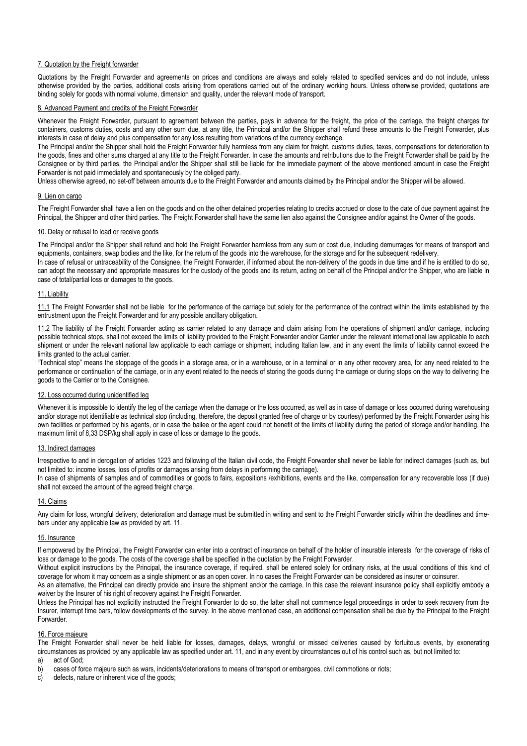## 7. Quotation by the Freight forwarder

Quotations by the Freight Forwarder and agreements on prices and conditions are always and solely related to specified services and do not include, unless otherwise provided by the parties, additional costs arising from operations carried out of the ordinary working hours. Unless otherwise provided, quotations are binding solely for goods with normal volume, dimension and quality, under the relevant mode of transport.

## 8. Advanced Payment and credits of the Freight Forwarder

Whenever the Freight Forwarder, pursuant to agreement between the parties, pays in advance for the freight, the price of the carriage, the freight charges for containers, customs duties, costs and any other sum due, at any title, the Principal and/or the Shipper shall refund these amounts to the Freight Forwarder, plus interests in case of delay and plus compensation for any loss resulting from variations of the currency exchange.

The Principal and/or the Shipper shall hold the Freight Forwarder fully harmless from any claim for freight, customs duties, taxes, compensations for deterioration to the goods, fines and other sums charged at any title to the Freight Forwarder. In case the amounts and retributions due to the Freight Forwarder shall be paid by the Consignee or by third parties, the Principal and/or the Shipper shall still be liable for the immediate payment of the above mentioned amount in case the Freight Forwarder is not paid immediately and spontaneously by the obliged party.

Unless otherwise agreed, no set-off between amounts due to the Freight Forwarder and amounts claimed by the Principal and/or the Shipper will be allowed.

## 9. Lien on cargo

The Freight Forwarder shall have a lien on the goods and on the other detained properties relating to credits accrued or close to the date of due payment against the Principal, the Shipper and other third parties. The Freight Forwarder shall have the same lien also against the Consignee and/or against the Owner of the goods.

## 10. Delay or refusal to load or receive goods

The Principal and/or the Shipper shall refund and hold the Freight Forwarder harmless from any sum or cost due, including demurrages for means of transport and equipments, containers, swap bodies and the like, for the return of the goods into the warehouse, for the storage and for the subsequent redelivery.

In case of refusal or untraceability of the Consignee, the Freight Forwarder, if informed about the non-delivery of the goods in due time and if he is entitled to do so, can adopt the necessary and appropriate measures for the custody of the goods and its return, acting on behalf of the Principal and/or the Shipper, who are liable in case of total/partial loss or damages to the goods.

## 11. Liability

11.1 The Freight Forwarder shall not be liable for the performance of the carriage but solely for the performance of the contract within the limits established by the entrustment upon the Freight Forwarder and for any possible ancillary obligation.

11.2 The liability of the Freight Forwarder acting as carrier related to any damage and claim arising from the operations of shipment and/or carriage, including possible technical stops, shall not exceed the limits of liability provided to the Freight Forwarder and/or Carrier under the relevant international law applicable to each shipment or under the relevant national law applicable to each carriage or shipment, including Italian law, and in any event the limits of liability cannot exceed the limits granted to the actual carrier.

"Technical stop" means the stoppage of the goods in a storage area, or in a warehouse, or in a terminal or in any other recovery area, for any need related to the performance or continuation of the carriage, or in any event related to the needs of storing the goods during the carriage or during stops on the way to delivering the goods to the Carrier or to the Consignee.

## 12. Loss occurred during unidentified leg

Whenever it is impossible to identify the leg of the carriage when the damage or the loss occurred, as well as in case of damage or loss occurred during warehousing and/or storage not identifiable as technical stop (including, therefore, the deposit granted free of charge or by courtesy) performed by the Freight Forwarder using his own facilities or performed by his agents, or in case the bailee or the agent could not benefit of the limits of liability during the period of storage and/or handling, the maximum limit of 8,33 DSP/kg shall apply in case of loss or damage to the goods.

## 13. Indirect damages

Irrespective to and in derogation of articles 1223 and following of the Italian civil code, the Freight Forwarder shall never be liable for indirect damages (such as, but not limited to: income losses, loss of profits or damages arising from delays in performing the carriage).

In case of shipments of samples and of commodities or goods to fairs, expositions /exhibitions, events and the like, compensation for any recoverable loss (if due) shall not exceed the amount of the agreed freight charge.

## 14. Claims

Any claim for loss, wrongful delivery, deterioration and damage must be submitted in writing and sent to the Freight Forwarder strictly within the deadlines and time-bars under any applicable law as provided by art. 11.

## 15. Insurance

If empowered by the Principal, the Freight Forwarder can enter into a contract of insurance on behalf of the holder of insurable interests for the coverage of risks of loss or damage to the goods. The costs of the coverage shall be specified in the quotation by the Freight Forwarder.

Without explicit instructions by the Principal, the insurance coverage, if required, shall be entered solely for ordinary risks, at the usual conditions of this kind of coverage for whom it may concern as a single shipment or as an open cover. In no cases the Freight Forwarder can be considered as insurer or coinsurer.

As an alternative, the Principal can directly provide and insure the shipment and/or the carriage. In this case the relevant insurance policy shall explicitly embody a waiver by the Insurer of his right of recovery against the Freight Forwarder.

Unless the Principal has not explicitly instructed the Freight Forwarder to do so, the latter shall not commence legal proceedings in order to seek recovery from the Insurer, interrupt time bars, follow developments of the survey. In the above mentioned case, an additional compensation shall be due by the Principal to the Freight Forwarder.

## 16. Force majeure

The Freight Forwarder shall never be held liable for losses, damages, delays, wrongful or missed deliveries caused by fortuitous events, by exonerating circumstances as provided by any applicable law as specified under art. 11, and in any event by circumstances out of his control such as, but not limited to:

a) act of God;
b) cases of force majeure such as wars, incidents/deteriorations to means of transport or embargoes, civil commotions or riots;
c) defects, nature or inherent vice of the goods;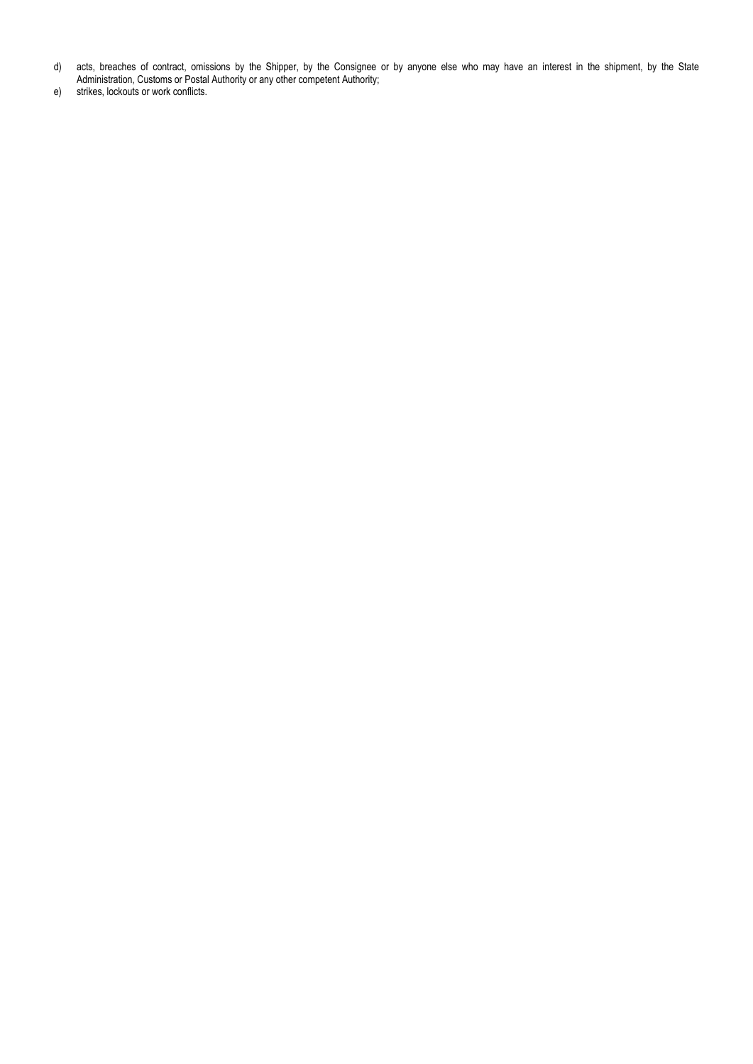d) acts, breaches of contract, omissions by the Shipper, by the Consignee or by anyone else who may have an interest in the shipment, by the State Administration, Customs or Postal Authority or any other competent Authority;
e) strikes, lockouts or work conflicts.